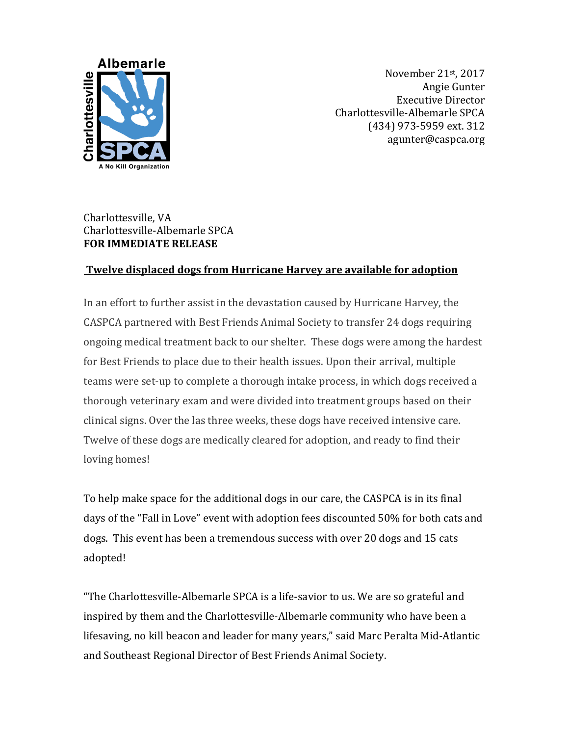November 21st, 2017
Angie Gunter
Executive Director
Charlottesville-Albemarle SPCA
(434) 973-5959 ext. 312
agunter@caspca.org

Charlottesville, VA
Charlottesville-Albemarle SPCA
**FOR IMMEDIATE RELEASE**

## Twelve displaced dogs from Hurricane Harvey are available for adoption

In an effort to further assist in the devastation caused by Hurricane Harvey, the CASPCA partnered with Best Friends Animal Society to transfer 24 dogs requiring ongoing medical treatment back to our shelter. These dogs were among the hardest for Best Friends to place due to their health issues. Upon their arrival, multiple teams were set-up to complete a thorough intake process, in which dogs received a thorough veterinary exam and were divided into treatment groups based on their clinical signs. Over the las three weeks, these dogs have received intensive care. Twelve of these dogs are medically cleared for adoption, and ready to find their loving homes!

To help make space for the additional dogs in our care, the CASPCA is in its final days of the "Fall in Love" event with adoption fees discounted 50% for both cats and dogs. This event has been a tremendous success with over 20 dogs and 15 cats adopted!

"The Charlottesville-Albemarle SPCA is a life-savior to us. We are so grateful and inspired by them and the Charlottesville-Albemarle community who have been a lifesaving, no kill beacon and leader for many years," said Marc Peralta Mid-Atlantic and Southeast Regional Director of Best Friends Animal Society.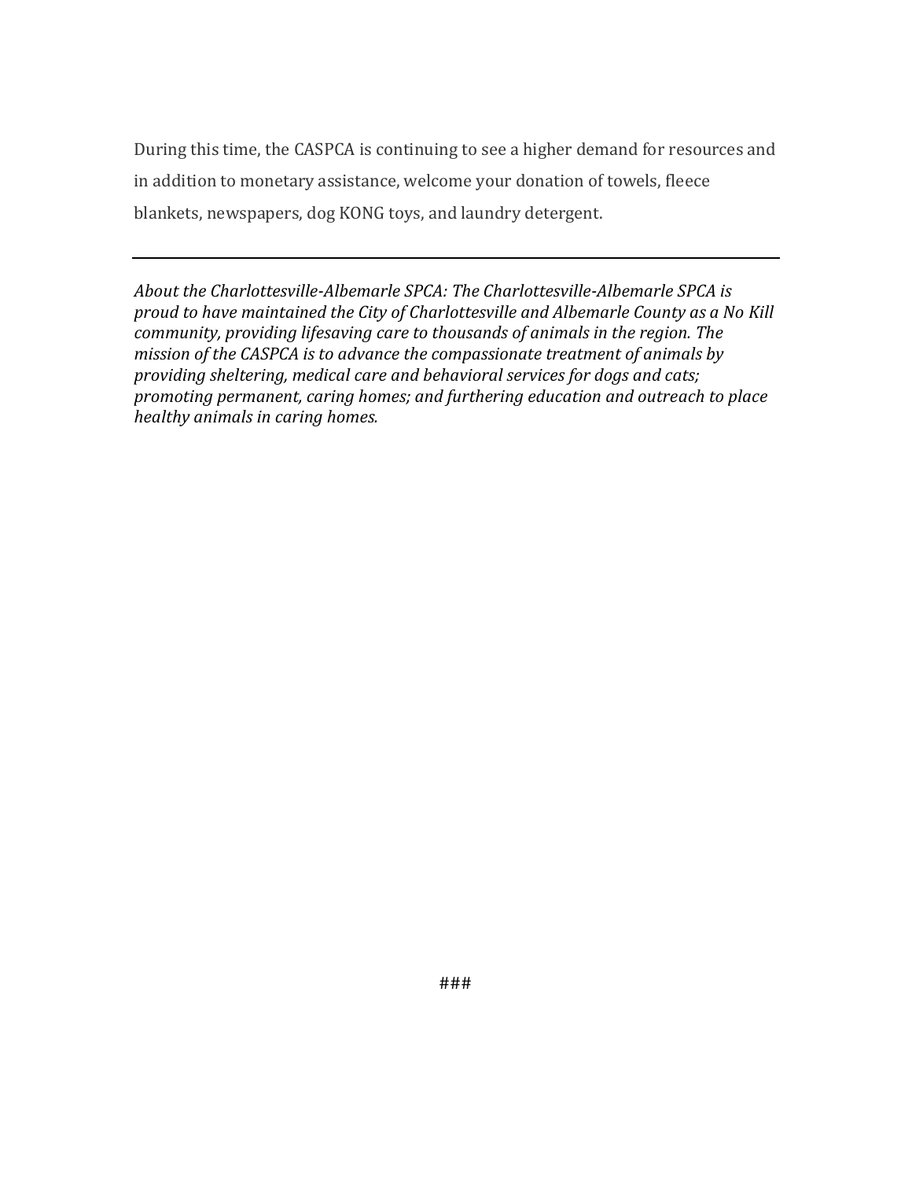During this time, the CASPCA is continuing to see a higher demand for resources and in addition to monetary assistance, welcome your donation of towels, fleece blankets, newspapers, dog KONG toys, and laundry detergent.

---

*About the Charlottesville-Albemarle SPCA: The Charlottesville-Albemarle SPCA is proud to have maintained the City of Charlottesville and Albemarle County as a No Kill community, providing lifesaving care to thousands of animals in the region. The mission of the CASPCA is to advance the compassionate treatment of animals by providing sheltering, medical care and behavioral services for dogs and cats; promoting permanent, caring homes; and furthering education and outreach to place healthy animals in caring homes.*

###